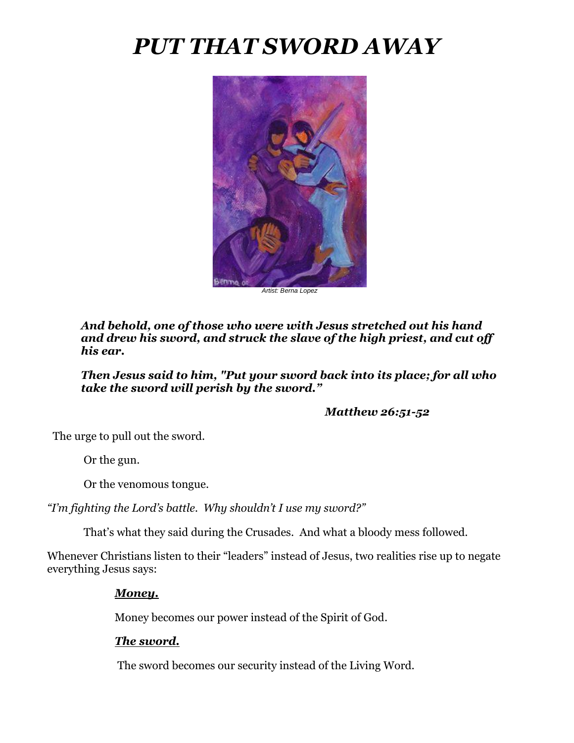# *PUT THAT SWORD AWAY*

*Artist: Berna Lopez*

***And behold, one of those who were with Jesus stretched out his hand and drew his sword, and struck the slave of the high priest, and cut off his ear.***

***Then Jesus said to him, "Put your sword back into its place; for all who take the sword will perish by the sword."***

***Matthew 26:51-52***

The urge to pull out the sword.

Or the gun.

Or the venomous tongue.

*"I'm fighting the Lord's battle. Why shouldn't I use my sword?"*

That's what they said during the Crusades. And what a bloody mess followed.

Whenever Christians listen to their "leaders" instead of Jesus, two realities rise up to negate everything Jesus says:

***Money.***

Money becomes our power instead of the Spirit of God.

***The sword.***

The sword becomes our security instead of the Living Word.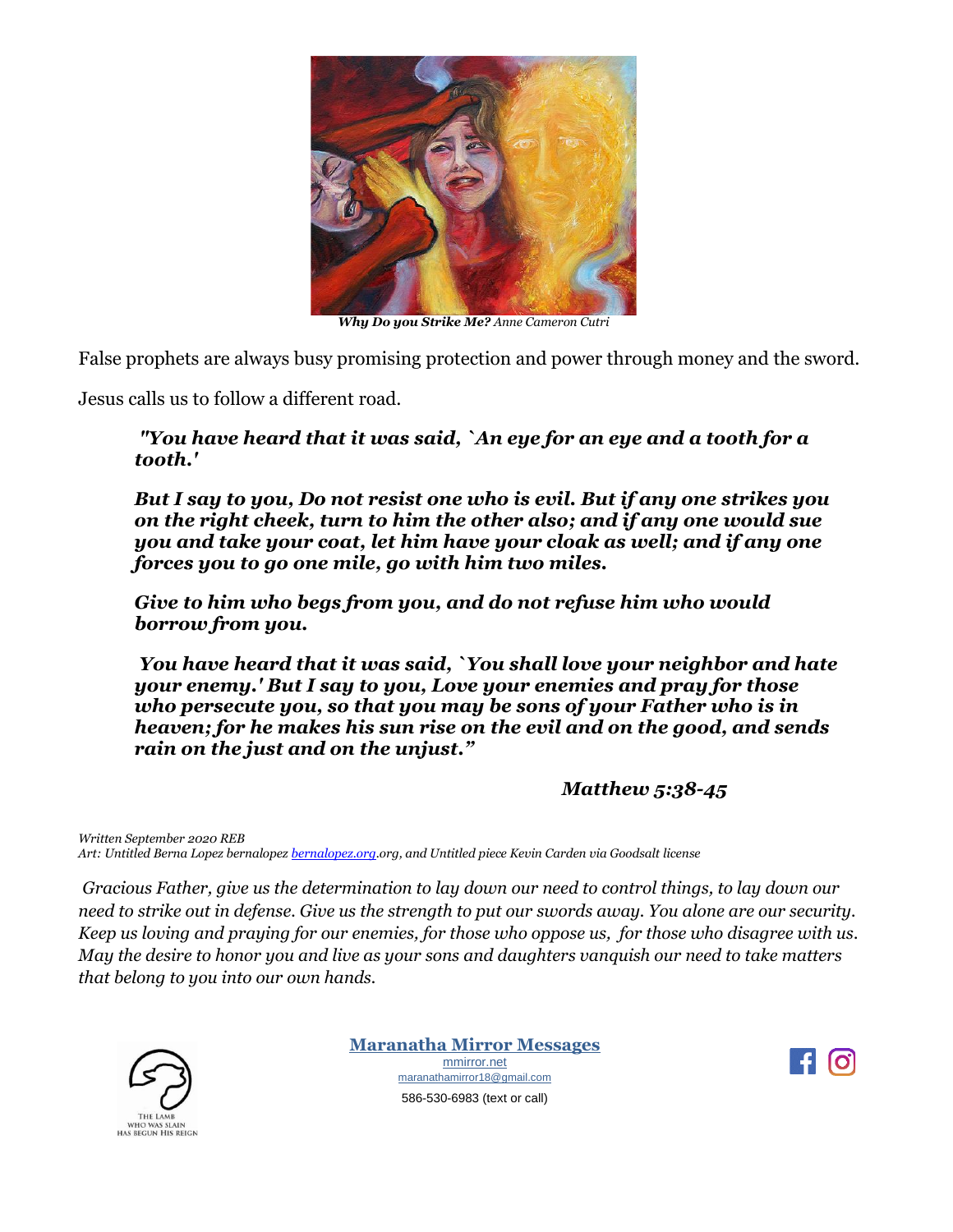***Why Do you Strike Me?*** *Anne Cameron Cutri*

False prophets are always busy promising protection and power through money and the sword.

Jesus calls us to follow a different road.

> ***"You have heard that it was said, `An eye for an eye and a tooth for a tooth.'***
>
> ***But I say to you, Do not resist one who is evil. But if any one strikes you on the right cheek, turn to him the other also; and if any one would sue you and take your coat, let him have your cloak as well; and if any one forces you to go one mile, go with him two miles.***
>
> ***Give to him who begs from you, and do not refuse him who would borrow from you.***
>
> ***You have heard that it was said, `You shall love your neighbor and hate your enemy.' But I say to you, Love your enemies and pray for those who persecute you, so that you may be sons of your Father who is in heaven; for he makes his sun rise on the evil and on the good, and sends rain on the just and on the unjust."***
>
> ***Matthew 5:38-45***

*Written September 2020 REB*
*Art: Untitled Berna Lopez bernalopez [bernalopez.org](bernalopez.org).org, and Untitled piece Kevin Carden via Goodsalt license*

*Gracious Father, give us the determination to lay down our need to control things, to lay down our need to strike out in defense. Give us the strength to put our swords away. You alone are our security. Keep us loving and praying for our enemies, for those who oppose us, for those who disagree with us. May the desire to honor you and live as your sons and daughters vanquish our need to take matters that belong to you into our own hands.*

THE LAMB WHO WAS SLAIN HAS BEGUN HIS REIGN

**Maranatha Mirror Messages**
mmirror.net
maranathamirror18@gmail.com
586-530-6983 (text or call)